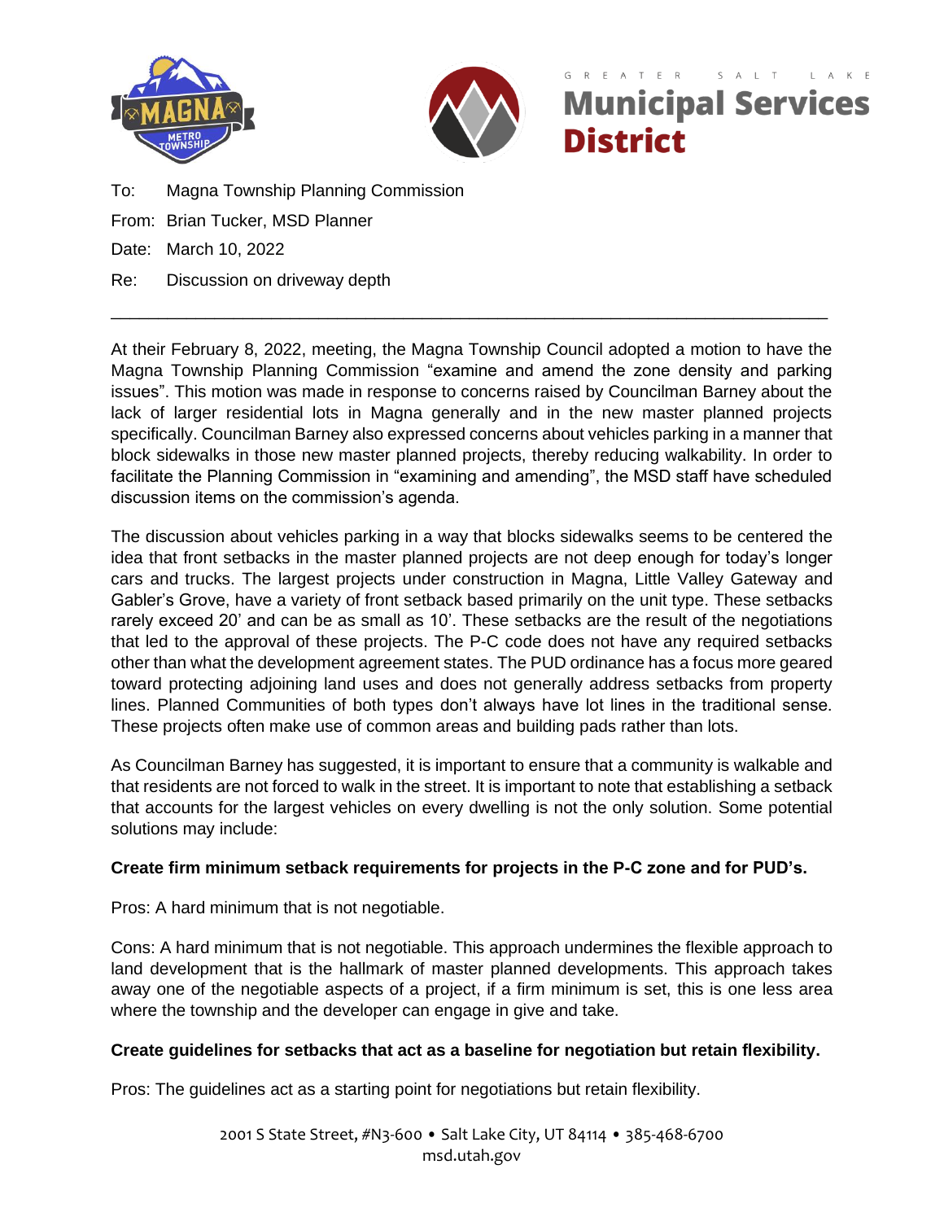To: Magna Township Planning Commission

From: Brian Tucker, MSD Planner

Date: March 10, 2022

Re: Discussion on driveway depth

---

At their February 8, 2022, meeting, the Magna Township Council adopted a motion to have the Magna Township Planning Commission "examine and amend the zone density and parking issues". This motion was made in response to concerns raised by Councilman Barney about the lack of larger residential lots in Magna generally and in the new master planned projects specifically. Councilman Barney also expressed concerns about vehicles parking in a manner that block sidewalks in those new master planned projects, thereby reducing walkability. In order to facilitate the Planning Commission in "examining and amending", the MSD staff have scheduled discussion items on the commission's agenda.

The discussion about vehicles parking in a way that blocks sidewalks seems to be centered the idea that front setbacks in the master planned projects are not deep enough for today's longer cars and trucks. The largest projects under construction in Magna, Little Valley Gateway and Gabler's Grove, have a variety of front setback based primarily on the unit type. These setbacks rarely exceed 20' and can be as small as 10'. These setbacks are the result of the negotiations that led to the approval of these projects. The P-C code does not have any required setbacks other than what the development agreement states. The PUD ordinance has a focus more geared toward protecting adjoining land uses and does not generally address setbacks from property lines. Planned Communities of both types don't always have lot lines in the traditional sense. These projects often make use of common areas and building pads rather than lots.

As Councilman Barney has suggested, it is important to ensure that a community is walkable and that residents are not forced to walk in the street. It is important to note that establishing a setback that accounts for the largest vehicles on every dwelling is not the only solution. Some potential solutions may include:

**Create firm minimum setback requirements for projects in the P-C zone and for PUD's.**

Pros: A hard minimum that is not negotiable.

Cons: A hard minimum that is not negotiable. This approach undermines the flexible approach to land development that is the hallmark of master planned developments. This approach takes away one of the negotiable aspects of a project, if a firm minimum is set, this is one less area where the township and the developer can engage in give and take.

**Create guidelines for setbacks that act as a baseline for negotiation but retain flexibility.**

Pros: The guidelines act as a starting point for negotiations but retain flexibility.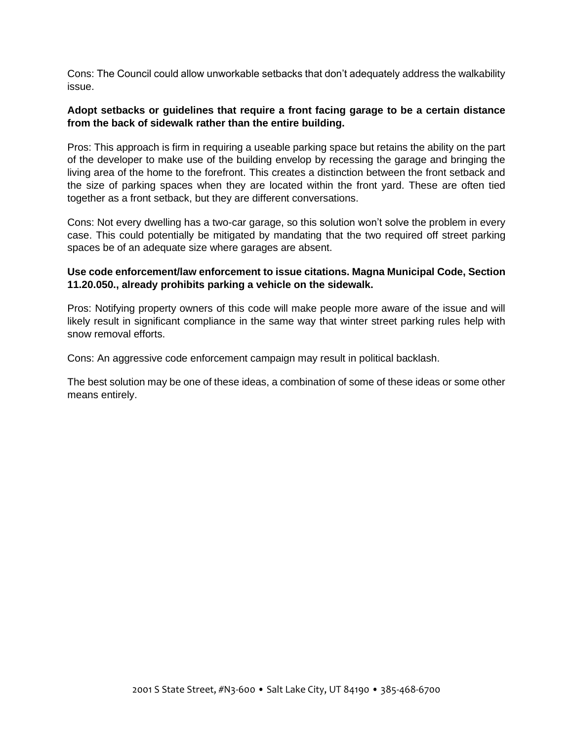Cons: The Council could allow unworkable setbacks that don't adequately address the walkability issue.

**Adopt setbacks or guidelines that require a front facing garage to be a certain distance from the back of sidewalk rather than the entire building.**

Pros: This approach is firm in requiring a useable parking space but retains the ability on the part of the developer to make use of the building envelop by recessing the garage and bringing the living area of the home to the forefront. This creates a distinction between the front setback and the size of parking spaces when they are located within the front yard. These are often tied together as a front setback, but they are different conversations.

Cons: Not every dwelling has a two-car garage, so this solution won't solve the problem in every case. This could potentially be mitigated by mandating that the two required off street parking spaces be of an adequate size where garages are absent.

**Use code enforcement/law enforcement to issue citations. Magna Municipal Code, Section 11.20.050., already prohibits parking a vehicle on the sidewalk.**

Pros: Notifying property owners of this code will make people more aware of the issue and will likely result in significant compliance in the same way that winter street parking rules help with snow removal efforts.

Cons: An aggressive code enforcement campaign may result in political backlash.

The best solution may be one of these ideas, a combination of some of these ideas or some other means entirely.